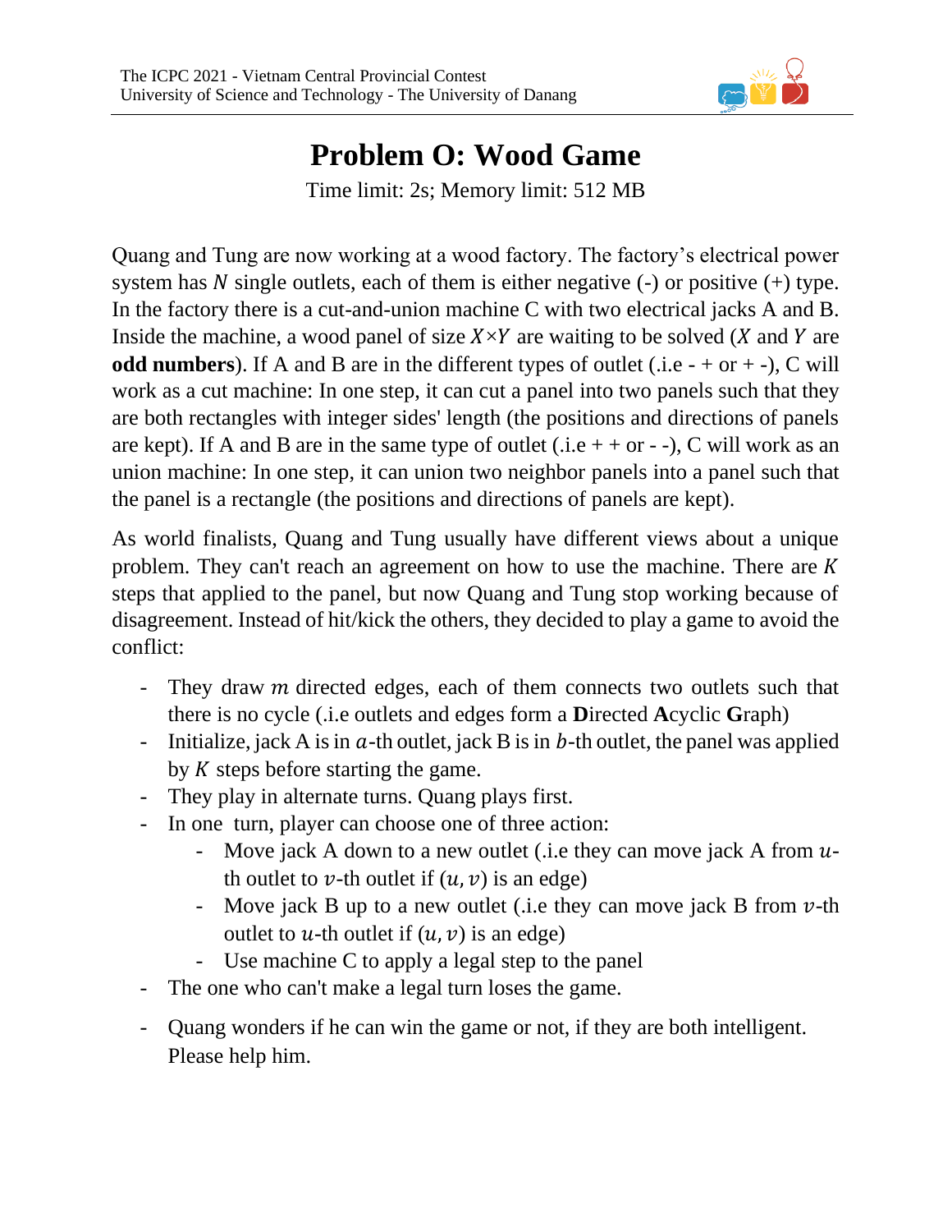# Problem O: Wood Game

Time limit: 2s; Memory limit: 512 MB

Quang and Tung are now working at a wood factory. The factory's electrical power system has $N$ single outlets, each of them is either negative (-) or positive (+) type. In the factory there is a cut-and-union machine C with two electrical jacks A and B. Inside the machine, a wood panel of size $X \times Y$ are waiting to be solved ($X$ and $Y$ are **odd numbers**). If A and B are in the different types of outlet (.i.e - + or + -), C will work as a cut machine: In one step, it can cut a panel into two panels such that they are both rectangles with integer sides' length (the positions and directions of panels are kept). If A and B are in the same type of outlet (.i.e + + or - -), C will work as an union machine: In one step, it can union two neighbor panels into a panel such that the panel is a rectangle (the positions and directions of panels are kept).

As world finalists, Quang and Tung usually have different views about a unique problem. They can't reach an agreement on how to use the machine. There are $K$ steps that applied to the panel, but now Quang and Tung stop working because of disagreement. Instead of hit/kick the others, they decided to play a game to avoid the conflict:

- They draw $m$ directed edges, each of them connects two outlets such that there is no cycle (.i.e outlets and edges form a **D**irected **A**cyclic **G**raph)
- Initialize, jack A is in $a$-th outlet, jack B is in $b$-th outlet, the panel was applied by $K$ steps before starting the game.
- They play in alternate turns. Quang plays first.
- In one turn, player can choose one of three action:
  - Move jack A down to a new outlet (.i.e they can move jack A from $u$-th outlet to $v$-th outlet if $(u, v)$ is an edge)
  - Move jack B up to a new outlet (.i.e they can move jack B from $v$-th outlet to $u$-th outlet if $(u, v)$ is an edge)
  - Use machine C to apply a legal step to the panel
- The one who can't make a legal turn loses the game.
- Quang wonders if he can win the game or not, if they are both intelligent. Please help him.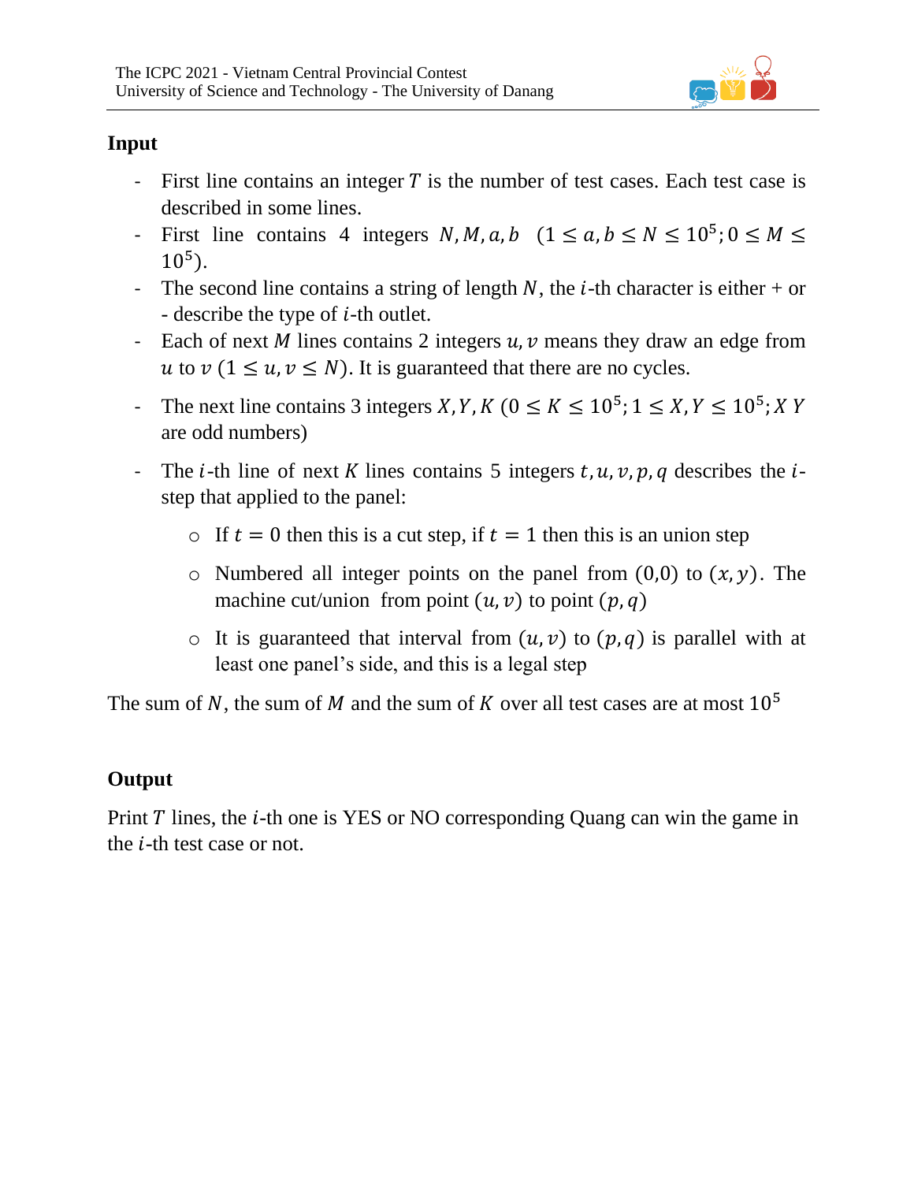## Input

- First line contains an integer $T$ is the number of test cases. Each test case is described in some lines.
- First line contains 4 integers $N, M, a, b$ $(1 \leq a, b \leq N \leq 10^5; 0 \leq M \leq 10^5)$.
- The second line contains a string of length $N$, the $i$-th character is either + or - describe the type of $i$-th outlet.
- Each of next $M$ lines contains 2 integers $u, v$ means they draw an edge from $u$ to $v$ $(1 \leq u, v \leq N)$. It is guaranteed that there are no cycles.
- The next line contains 3 integers $X, Y, K$ $(0 \leq K \leq 10^5; 1 \leq X, Y \leq 10^5; X\ Y$ are odd numbers)
- The $i$-th line of next $K$ lines contains 5 integers $t, u, v, p, q$ describes the $i$-step that applied to the panel:
  - If $t = 0$ then this is a cut step, if $t = 1$ then this is an union step
  - Numbered all integer points on the panel from $(0,0)$ to $(x, y)$. The machine cut/union from point $(u, v)$ to point $(p, q)$
  - It is guaranteed that interval from $(u, v)$ to $(p, q)$ is parallel with at least one panel's side, and this is a legal step

The sum of $N$, the sum of $M$ and the sum of $K$ over all test cases are at most $10^5$

## Output

Print $T$ lines, the $i$-th one is YES or NO corresponding Quang can win the game in the $i$-th test case or not.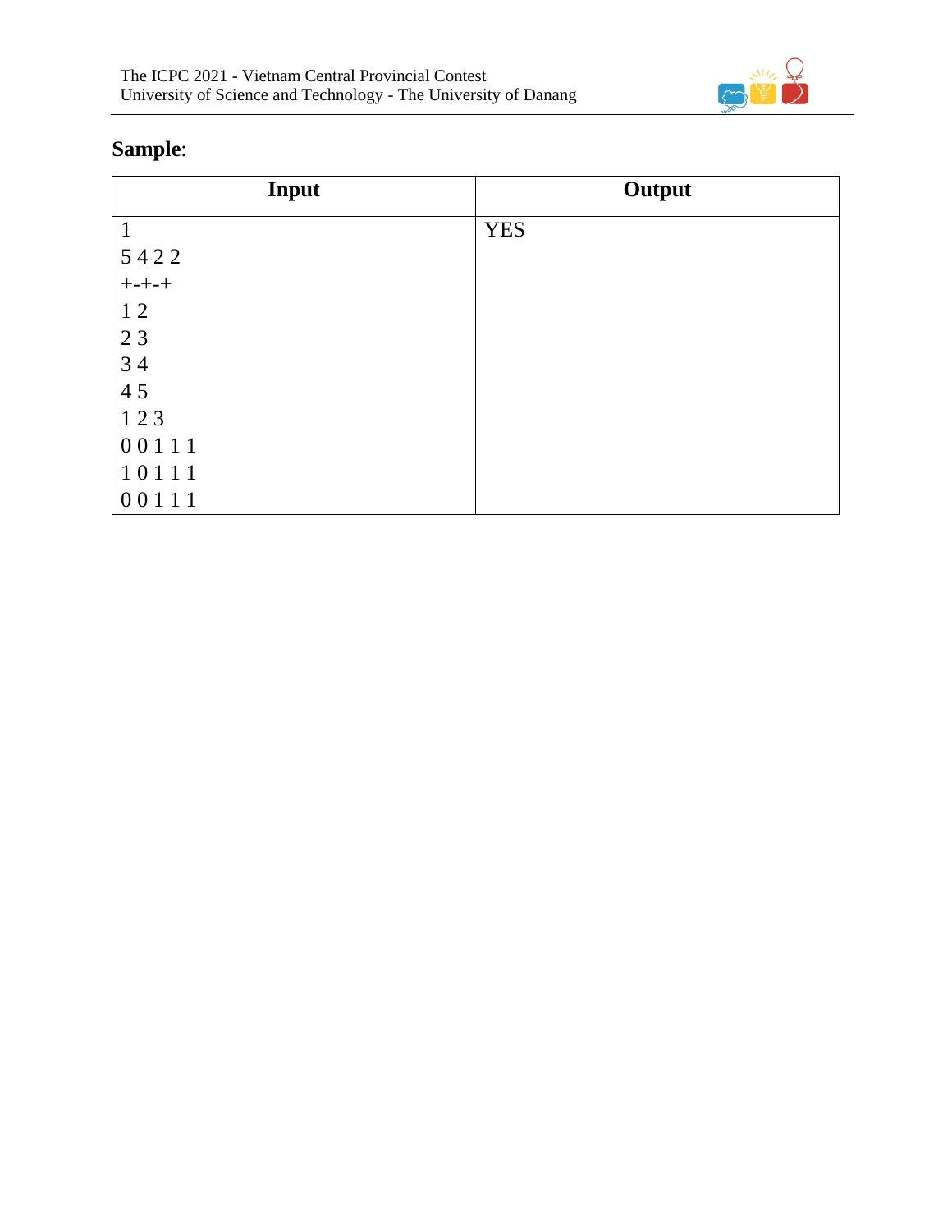**Sample**:

| Input | Output |
| --- | --- |
| 1<br>5 4 2 2<br>+-+-+<br>1 2<br>2 3<br>3 4<br>4 5<br>1 2 3<br>0 0 1 1 1<br>1 0 1 1 1<br>0 0 1 1 1 | YES |